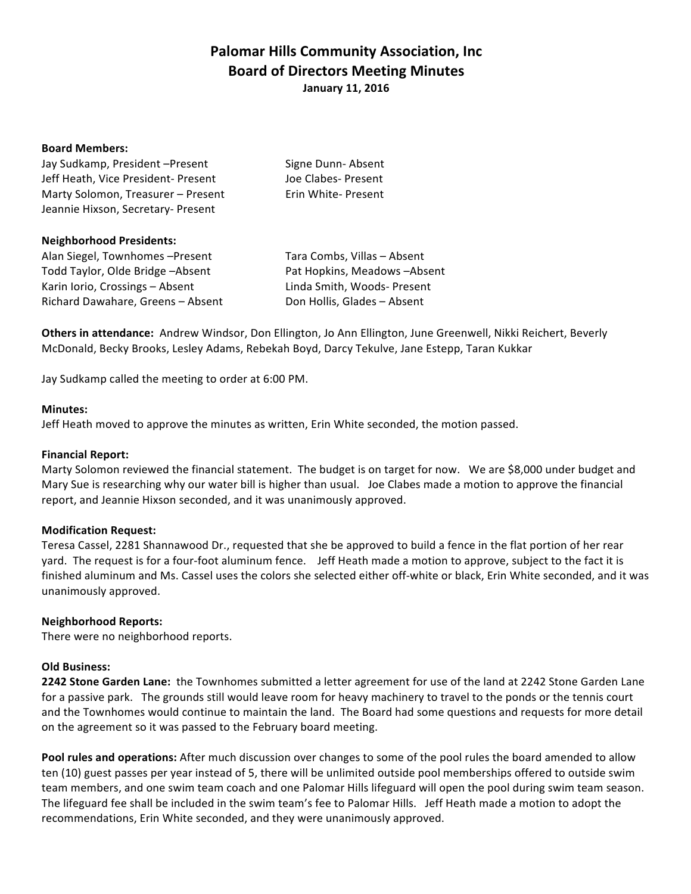# Palomar Hills Community Association, Inc
## Board of Directors Meeting Minutes
**January 11, 2016**

**Board Members:**

Jay Sudkamp, President –Present
Jeff Heath, Vice President- Present
Marty Solomon, Treasurer – Present
Jeannie Hixson, Secretary- Present
Signe Dunn- Absent
Joe Clabes- Present
Erin White- Present

**Neighborhood Presidents:**

Alan Siegel, Townhomes –Present
Todd Taylor, Olde Bridge –Absent
Karin Iorio, Crossings – Absent
Richard Dawahare, Greens – Absent
Tara Combs, Villas – Absent
Pat Hopkins, Meadows –Absent
Linda Smith, Woods- Present
Don Hollis, Glades – Absent

**Others in attendance:** Andrew Windsor, Don Ellington, Jo Ann Ellington, June Greenwell, Nikki Reichert, Beverly McDonald, Becky Brooks, Lesley Adams, Rebekah Boyd, Darcy Tekulve, Jane Estepp, Taran Kukkar

Jay Sudkamp called the meeting to order at 6:00 PM.

**Minutes:**
Jeff Heath moved to approve the minutes as written, Erin White seconded, the motion passed.

**Financial Report:**
Marty Solomon reviewed the financial statement. The budget is on target for now. We are $8,000 under budget and Mary Sue is researching why our water bill is higher than usual. Joe Clabes made a motion to approve the financial report, and Jeannie Hixson seconded, and it was unanimously approved.

**Modification Request:**
Teresa Cassel, 2281 Shannawood Dr., requested that she be approved to build a fence in the flat portion of her rear yard. The request is for a four-foot aluminum fence. Jeff Heath made a motion to approve, subject to the fact it is finished aluminum and Ms. Cassel uses the colors she selected either off-white or black, Erin White seconded, and it was unanimously approved.

**Neighborhood Reports:**
There were no neighborhood reports.

**Old Business:**
**2242 Stone Garden Lane:** the Townhomes submitted a letter agreement for use of the land at 2242 Stone Garden Lane for a passive park. The grounds still would leave room for heavy machinery to travel to the ponds or the tennis court and the Townhomes would continue to maintain the land. The Board had some questions and requests for more detail on the agreement so it was passed to the February board meeting.

**Pool rules and operations:** After much discussion over changes to some of the pool rules the board amended to allow ten (10) guest passes per year instead of 5, there will be unlimited outside pool memberships offered to outside swim team members, and one swim team coach and one Palomar Hills lifeguard will open the pool during swim team season. The lifeguard fee shall be included in the swim team's fee to Palomar Hills. Jeff Heath made a motion to adopt the recommendations, Erin White seconded, and they were unanimously approved.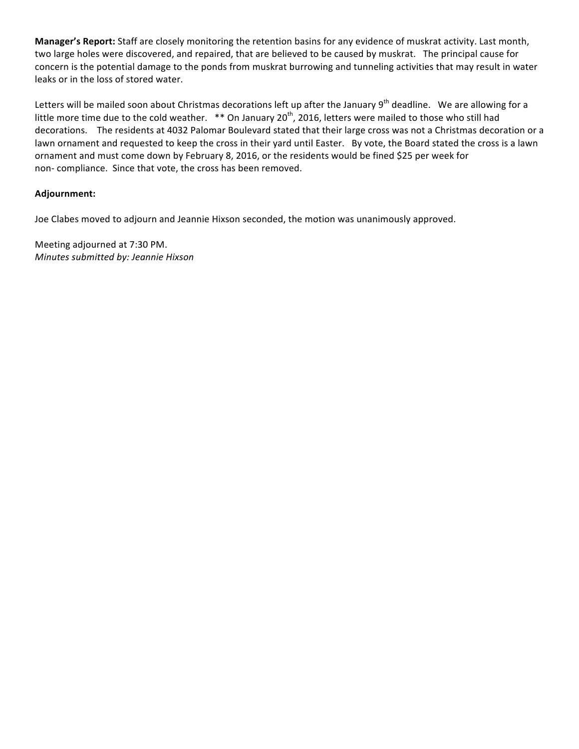**Manager's Report:** Staff are closely monitoring the retention basins for any evidence of muskrat activity. Last month, two large holes were discovered, and repaired, that are believed to be caused by muskrat. The principal cause for concern is the potential damage to the ponds from muskrat burrowing and tunneling activities that may result in water leaks or in the loss of stored water.

Letters will be mailed soon about Christmas decorations left up after the January 9th deadline. We are allowing for a little more time due to the cold weather. ** On January 20th, 2016, letters were mailed to those who still had decorations. The residents at 4032 Palomar Boulevard stated that their large cross was not a Christmas decoration or a lawn ornament and requested to keep the cross in their yard until Easter. By vote, the Board stated the cross is a lawn ornament and must come down by February 8, 2016, or the residents would be fined $25 per week for non- compliance. Since that vote, the cross has been removed.

**Adjournment:**

Joe Clabes moved to adjourn and Jeannie Hixson seconded, the motion was unanimously approved.

Meeting adjourned at 7:30 PM.
*Minutes submitted by: Jeannie Hixson*